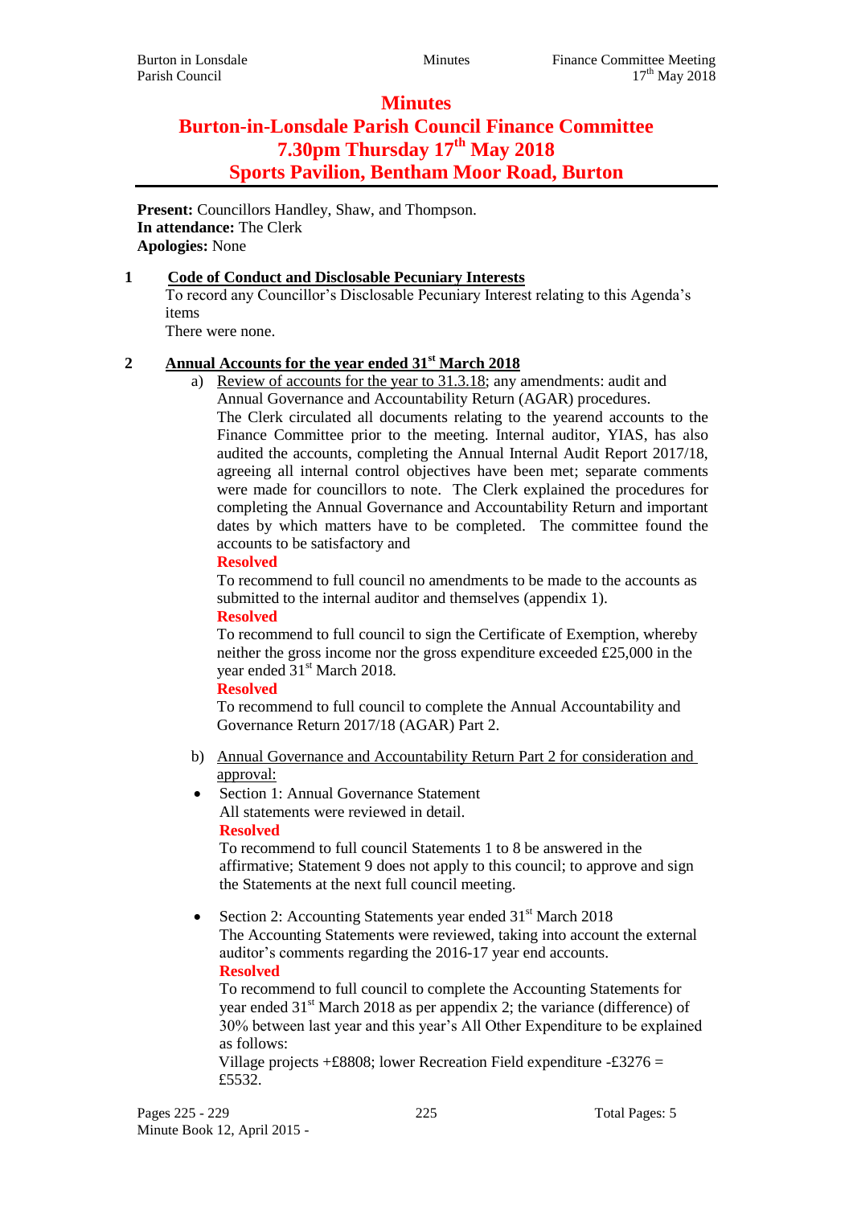# Minutes

# Burton-in-Lonsdale Parish Council Finance Committee

# 7.30pm Thursday 17th May 2018

# Sports Pavilion, Bentham Moor Road, Burton

**Present:** Councillors Handley, Shaw, and Thompson.
**In attendance:** The Clerk
**Apologies:** None

## 1 Code of Conduct and Disclosable Pecuniary Interests

To record any Councillor's Disclosable Pecuniary Interest relating to this Agenda's items

There were none.

## 2 Annual Accounts for the year ended 31st March 2018

a) Review of accounts for the year to 31.3.18; any amendments: audit and Annual Governance and Accountability Return (AGAR) procedures.

The Clerk circulated all documents relating to the yearend accounts to the Finance Committee prior to the meeting. Internal auditor, YIAS, has also audited the accounts, completing the Annual Internal Audit Report 2017/18, agreeing all internal control objectives have been met; separate comments were made for councillors to note. The Clerk explained the procedures for completing the Annual Governance and Accountability Return and important dates by which matters have to be completed. The committee found the accounts to be satisfactory and

**Resolved**

To recommend to full council no amendments to be made to the accounts as submitted to the internal auditor and themselves (appendix 1).

**Resolved**

To recommend to full council to sign the Certificate of Exemption, whereby neither the gross income nor the gross expenditure exceeded £25,000 in the year ended 31st March 2018.

**Resolved**

To recommend to full council to complete the Annual Accountability and Governance Return 2017/18 (AGAR) Part 2.

b) Annual Governance and Accountability Return Part 2 for consideration and approval:

- Section 1: Annual Governance Statement
  All statements were reviewed in detail.
  **Resolved**
  To recommend to full council Statements 1 to 8 be answered in the affirmative; Statement 9 does not apply to this council; to approve and sign the Statements at the next full council meeting.

- Section 2: Accounting Statements year ended 31st March 2018
  The Accounting Statements were reviewed, taking into account the external auditor's comments regarding the 2016-17 year end accounts.
  **Resolved**
  To recommend to full council to complete the Accounting Statements for year ended 31st March 2018 as per appendix 2; the variance (difference) of 30% between last year and this year's All Other Expenditure to be explained as follows:
  Village projects +£8808; lower Recreation Field expenditure -£3276 = £5532.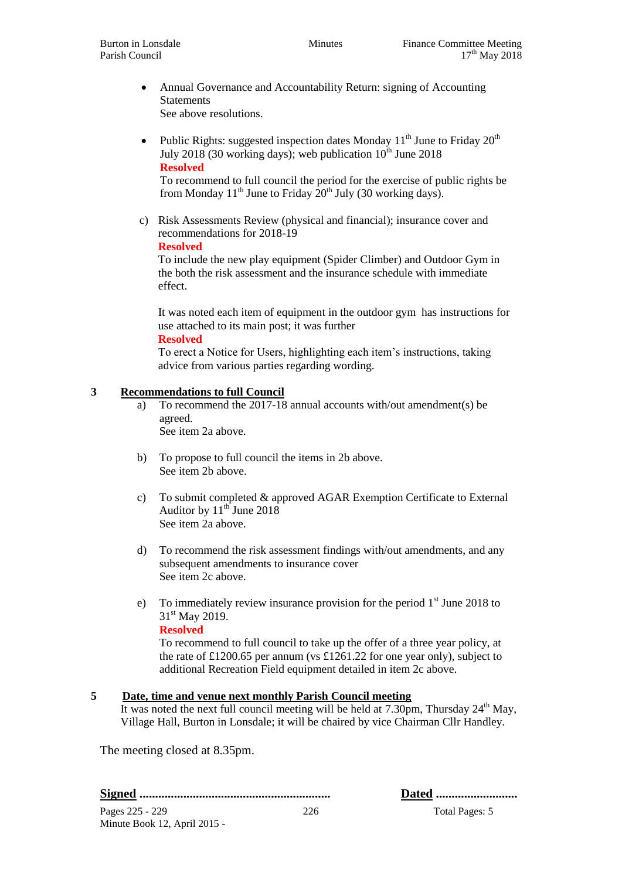- Annual Governance and Accountability Return: signing of Accounting Statements
  See above resolutions.

- Public Rights: suggested inspection dates Monday 11th June to Friday 20th July 2018 (30 working days); web publication 10th June 2018
  **Resolved**
  To recommend to full council the period for the exercise of public rights be from Monday 11th June to Friday 20th July (30 working days).

c) Risk Assessments Review (physical and financial); insurance cover and recommendations for 2018-19
   **Resolved**
   To include the new play equipment (Spider Climber) and Outdoor Gym in the both the risk assessment and the insurance schedule with immediate effect.

   It was noted each item of equipment in the outdoor gym has instructions for use attached to its main post; it was further
   **Resolved**
   To erect a Notice for Users, highlighting each item's instructions, taking advice from various parties regarding wording.

## 3 Recommendations to full Council

a) To recommend the 2017-18 annual accounts with/out amendment(s) be agreed.
   See item 2a above.

b) To propose to full council the items in 2b above.
   See item 2b above.

c) To submit completed & approved AGAR Exemption Certificate to External Auditor by 11th June 2018
   See item 2a above.

d) To recommend the risk assessment findings with/out amendments, and any subsequent amendments to insurance cover
   See item 2c above.

e) To immediately review insurance provision for the period 1st June 2018 to 31st May 2019.
   **Resolved**
   To recommend to full council to take up the offer of a three year policy, at the rate of £1200.65 per annum (vs £1261.22 for one year only), subject to additional Recreation Field equipment detailed in item 2c above.

## 5 Date, time and venue next monthly Parish Council meeting

It was noted the next full council meeting will be held at 7.30pm, Thursday 24th May, Village Hall, Burton in Lonsdale; it will be chaired by vice Chairman Cllr Handley.

The meeting closed at 8.35pm.

**Signed** ............................................................ **Dated** ..........................

Pages 225 - 229
Minute Book 12, April 2015 -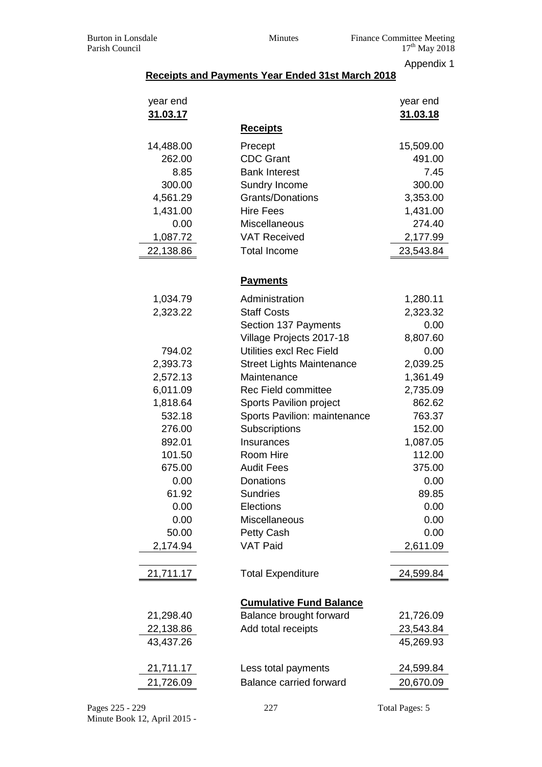Appendix 1

## Receipts and Payments Year Ended 31st March 2018

| year end 31.03.17 | | year end 31.03.18 |
|---:|---|---:|
| | **Receipts** | |
| 14,488.00 | Precept | 15,509.00 |
| 262.00 | CDC Grant | 491.00 |
| 8.85 | Bank Interest | 7.45 |
| 300.00 | Sundry Income | 300.00 |
| 4,561.29 | Grants/Donations | 3,353.00 |
| 1,431.00 | Hire Fees | 1,431.00 |
| 0.00 | Miscellaneous | 274.40 |
| 1,087.72 | VAT Received | 2,177.99 |
| 22,138.86 | Total Income | 23,543.84 |
| | **Payments** | |
| 1,034.79 | Administration | 1,280.11 |
| 2,323.22 | Staff Costs | 2,323.32 |
| | Section 137 Payments | 0.00 |
| | Village Projects 2017-18 | 8,807.60 |
| 794.02 | Utilities excl Rec Field | 0.00 |
| 2,393.73 | Street Lights Maintenance | 2,039.25 |
| 2,572.13 | Maintenance | 1,361.49 |
| 6,011.09 | Rec Field committee | 2,735.09 |
| 1,818.64 | Sports Pavilion project | 862.62 |
| 532.18 | Sports Pavilion: maintenance | 763.37 |
| 276.00 | Subscriptions | 152.00 |
| 892.01 | Insurances | 1,087.05 |
| 101.50 | Room Hire | 112.00 |
| 675.00 | Audit Fees | 375.00 |
| 0.00 | Donations | 0.00 |
| 61.92 | Sundries | 89.85 |
| 0.00 | Elections | 0.00 |
| 0.00 | Miscellaneous | 0.00 |
| 50.00 | Petty Cash | 0.00 |
| 2,174.94 | VAT Paid | 2,611.09 |
| 21,711.17 | Total Expenditure | 24,599.84 |
| | **Cumulative Fund Balance** | |
| 21,298.40 | Balance brought forward | 21,726.09 |
| 22,138.86 | Add total receipts | 23,543.84 |
| 43,437.26 | | 45,269.93 |
| 21,711.17 | Less total payments | 24,599.84 |
| 21,726.09 | Balance carried forward | 20,670.09 |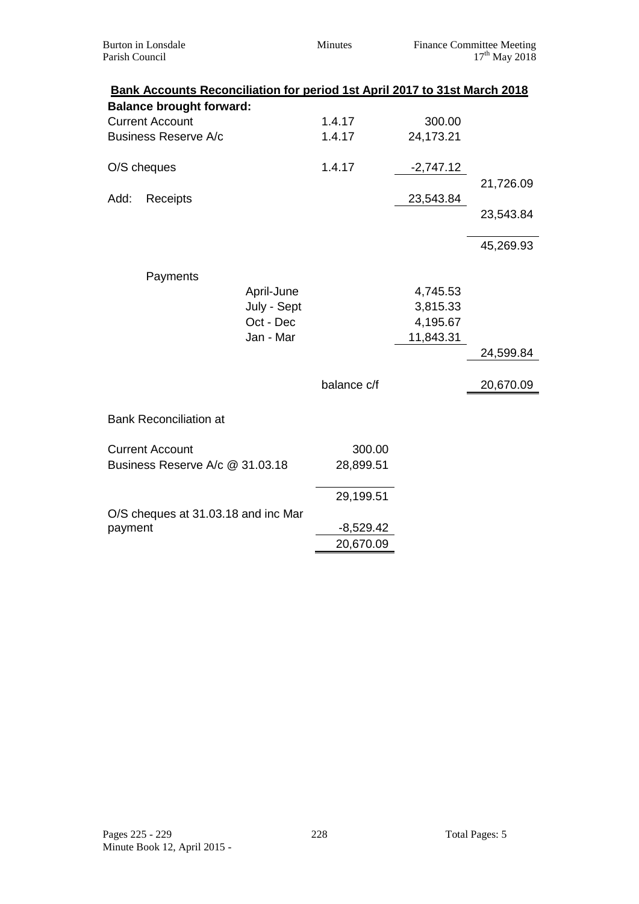## Bank Accounts Reconciliation for period 1st April 2017 to 31st March 2018

| | | | | |
|---|---|---|---|---|
| **Balance brought forward:** | | | | |
| Current Account | | 1.4.17 | 300.00 | |
| Business Reserve A/c | | 1.4.17 | 24,173.21 | |
| O/S cheques | | 1.4.17 | -2,747.12 | |
| | | | | 21,726.09 |
| Add: Receipts | | | 23,543.84 | |
| | | | | 23,543.84 |
| | | | | 45,269.93 |
| Payments | | | | |
| | April-June | | 4,745.53 | |
| | July - Sept | | 3,815.33 | |
| | Oct - Dec | | 4,195.67 | |
| | Jan - Mar | | 11,843.31 | |
| | | | | 24,599.84 |
| | | balance c/f | | 20,670.09 |

### Bank Reconciliation at

| | |
|---|---|
| Current Account | 300.00 |
| Business Reserve A/c @ 31.03.18 | 28,899.51 |
| | 29,199.51 |
| O/S cheques at 31.03.18 and inc Mar payment | -8,529.42 |
| | 20,670.09 |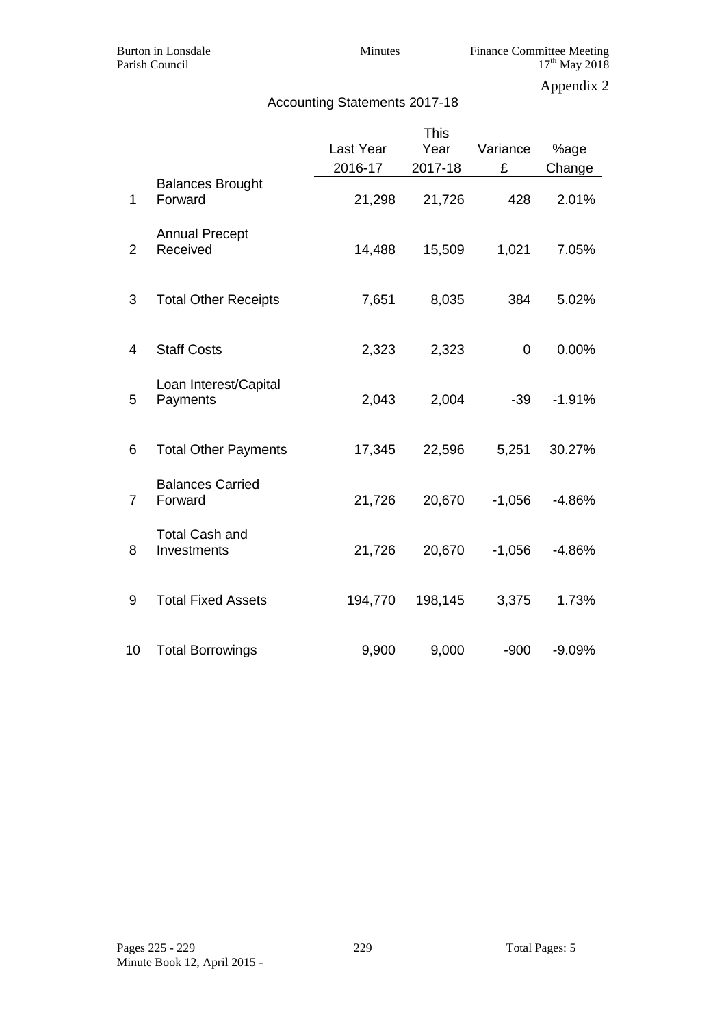Appendix 2

## Accounting Statements 2017-18

| | | Last Year 2016-17 | This Year 2017-18 | Variance £ | %age Change |
|---|---|---|---|---|---|
| 1 | Balances Brought Forward | 21,298 | 21,726 | 428 | 2.01% |
| 2 | Annual Precept Received | 14,488 | 15,509 | 1,021 | 7.05% |
| 3 | Total Other Receipts | 7,651 | 8,035 | 384 | 5.02% |
| 4 | Staff Costs | 2,323 | 2,323 | 0 | 0.00% |
| 5 | Loan Interest/Capital Payments | 2,043 | 2,004 | -39 | -1.91% |
| 6 | Total Other Payments | 17,345 | 22,596 | 5,251 | 30.27% |
| 7 | Balances Carried Forward | 21,726 | 20,670 | -1,056 | -4.86% |
| 8 | Total Cash and Investments | 21,726 | 20,670 | -1,056 | -4.86% |
| 9 | Total Fixed Assets | 194,770 | 198,145 | 3,375 | 1.73% |
| 10 | Total Borrowings | 9,900 | 9,000 | -900 | -9.09% |